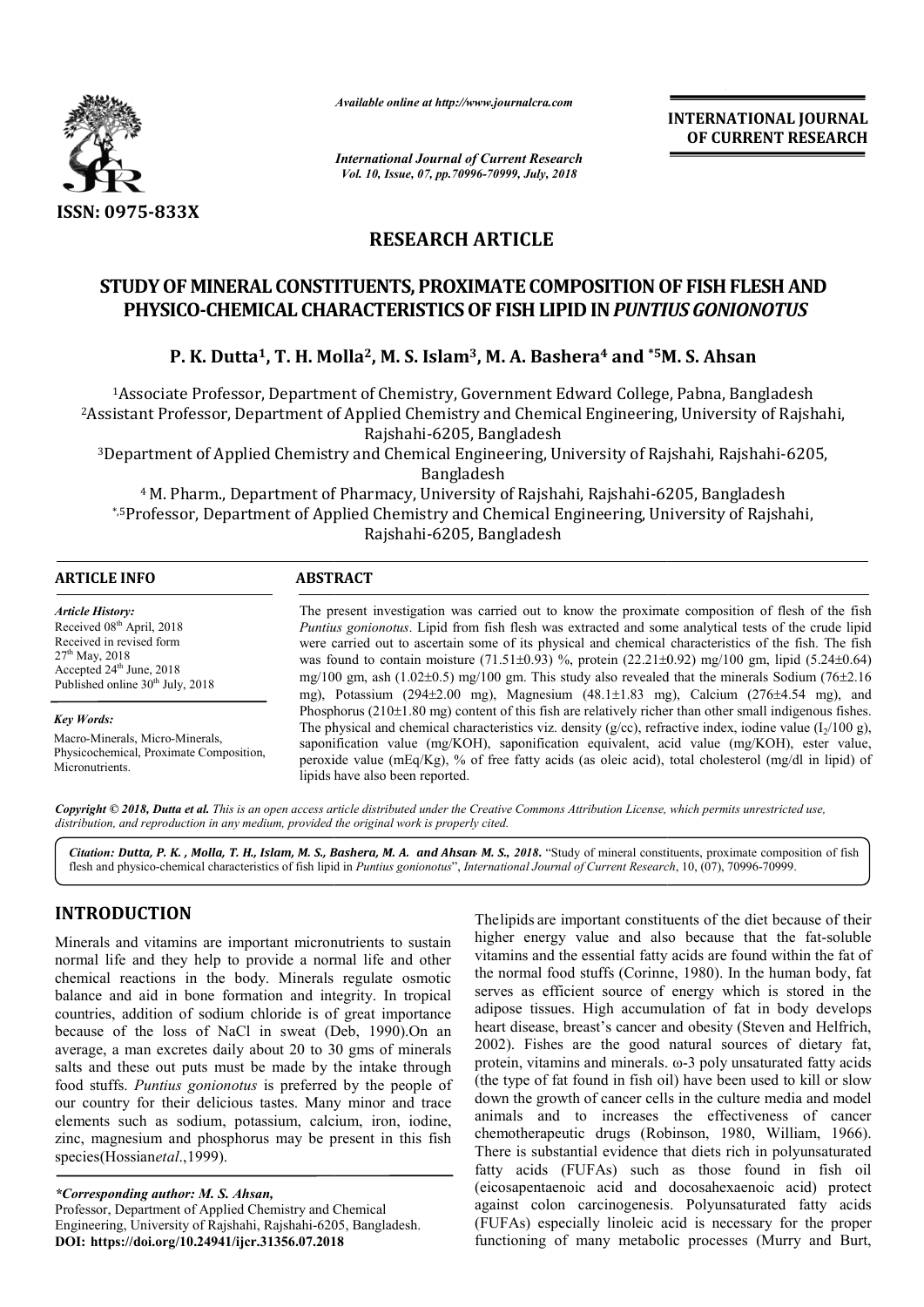*Available online at http://www.journalcra.com*

*International Journal of Current Research*
*Vol. 10, Issue, 07, pp.70996-70999, July, 2018*

**INTERNATIONAL JOURNAL OF CURRENT RESEARCH**

**ISSN: 0975-833X**

## RESEARCH ARTICLE

# STUDY OF MINERAL CONSTITUENTS, PROXIMATE COMPOSITION OF FISH FLESH AND PHYSICO-CHEMICAL CHARACTERISTICS OF FISH LIPID IN *PUNTIUS GONIONOTUS*

**P. K. Dutta[1], T. H. Molla[2], M. S. Islam[3], M. A. Bashera[4] and *[5]M. S. Ahsan**

[1]Associate Professor, Department of Chemistry, Government Edward College, Pabna, Bangladesh
[2]Assistant Professor, Department of Applied Chemistry and Chemical Engineering, University of Rajshahi, Rajshahi-6205, Bangladesh
[3]Department of Applied Chemistry and Chemical Engineering, University of Rajshahi, Rajshahi-6205, Bangladesh
[4] M. Pharm., Department of Pharmacy, University of Rajshahi, Rajshahi-6205, Bangladesh
*,[5]Professor, Department of Applied Chemistry and Chemical Engineering, University of Rajshahi, Rajshahi-6205, Bangladesh

**ARTICLE INFO**

*Article History:*
Received 08[th] April, 2018
Received in revised form
27[th] May, 2018
Accepted 24[th] June, 2018
Published online 30[th] July, 2018

*Key Words:*
Macro-Minerals, Micro-Minerals, Physicochemical, Proximate Composition, Micronutrients.

**ABSTRACT**

The present investigation was carried out to know the proximate composition of flesh of the fish *Puntius gonionotus*. Lipid from fish flesh was extracted and some analytical tests of the crude lipid were carried out to ascertain some of its physical and chemical characteristics of the fish. The fish was found to contain moisture (71.51±0.93) %, protein (22.21±0.92) mg/100 gm, lipid (5.24±0.64) mg/100 gm, ash (1.02±0.5) mg/100 gm. This study also revealed that the minerals Sodium (76±2.16 mg), Potassium (294±2.00 mg), Magnesium (48.1±1.83 mg), Calcium (276±4.54 mg), and Phosphorus (210±1.80 mg) content of this fish are relatively richer than other small indigenous fishes. The physical and chemical characteristics viz. density (g/cc), refractive index, iodine value ($I_2$/100 g), saponification value (mg/KOH), saponification equivalent, acid value (mg/KOH), ester value, peroxide value (mEq/Kg), % of free fatty acids (as oleic acid), total cholesterol (mg/dl in lipid) of lipids have also been reported.

*Copyright © 2018, Dutta et al. This is an open access article distributed under the Creative Commons Attribution License, which permits unrestricted use, distribution, and reproduction in any medium, provided the original work is properly cited.*

**Citation: Dutta, P. K. , Molla, T. H., Islam, M. S., Bashera, M. A. and Ahsan M. S., 2018.** "Study of mineral constituents, proximate composition of fish flesh and physico-chemical characteristics of fish lipid in *Puntius gonionotus*", *International Journal of Current Research*, 10, (07), 70996-70999.

## INTRODUCTION

Minerals and vitamins are important micronutrients to sustain normal life and they help to provide a normal life and other chemical reactions in the body. Minerals regulate osmotic balance and aid in bone formation and integrity. In tropical countries, addition of sodium chloride is of great importance because of the loss of NaCl in sweat (Deb, 1990).On an average, a man excretes daily about 20 to 30 gms of minerals salts and these out puts must be made by the intake through food stuffs. *Puntius gonionotus* is preferred by the people of our country for their delicious tastes. Many minor and trace elements such as sodium, potassium, calcium, iron, iodine, zinc, magnesium and phosphorus may be present in this fish species(Hossian*etal*.,1999).

Thelipids are important constituents of the diet because of their higher energy value and also because that the fat-soluble vitamins and the essential fatty acids are found within the fat of the normal food stuffs (Corinne, 1980). In the human body, fat serves as efficient source of energy which is stored in the adipose tissues. High accumulation of fat in body develops heart disease, breast's cancer and obesity (Steven and Helfrich, 2002). Fishes are the good natural sources of dietary fat, protein, vitamins and minerals. ω-3 poly unsaturated fatty acids (the type of fat found in fish oil) have been used to kill or slow down the growth of cancer cells in the culture media and model animals and to increases the effectiveness of cancer chemotherapeutic drugs (Robinson, 1980, William, 1966). There is substantial evidence that diets rich in polyunsaturated fatty acids (FUFAs) such as those found in fish oil (eicosapentaenoic acid and docosahexaenoic acid) protect against colon carcinogenesis. Polyunsaturated fatty acids (FUFAs) especially linoleic acid is necessary for the proper functioning of many metabolic processes (Murry and Burt,

**\*Corresponding author: M. S. Ahsan,**
Professor, Department of Applied Chemistry and Chemical Engineering, University of Rajshahi, Rajshahi-6205, Bangladesh.
**DOI: https://doi.org/10.24941/ijcr.31356.07.2018**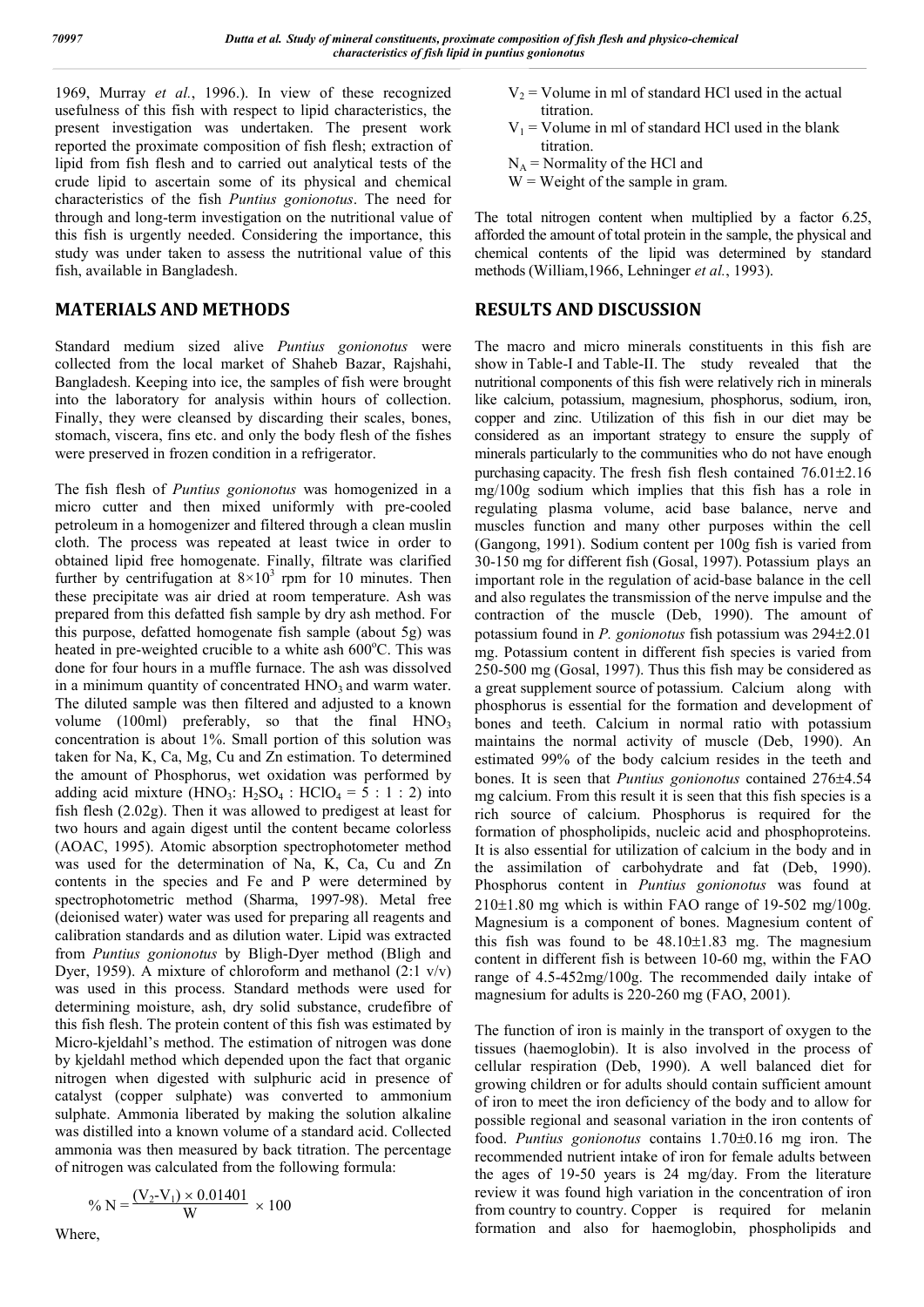1969, Murray *et al.*, 1996.). In view of these recognized usefulness of this fish with respect to lipid characteristics, the present investigation was undertaken. The present work reported the proximate composition of fish flesh; extraction of lipid from fish flesh and to carried out analytical tests of the crude lipid to ascertain some of its physical and chemical characteristics of the fish *Puntius gonionotus*. The need for through and long-term investigation on the nutritional value of this fish is urgently needed. Considering the importance, this study was under taken to assess the nutritional value of this fish, available in Bangladesh.

## MATERIALS AND METHODS

Standard medium sized alive *Puntius gonionotus* were collected from the local market of Shaheb Bazar, Rajshahi, Bangladesh. Keeping into ice, the samples of fish were brought into the laboratory for analysis within hours of collection. Finally, they were cleansed by discarding their scales, bones, stomach, viscera, fins etc. and only the body flesh of the fishes were preserved in frozen condition in a refrigerator.

The fish flesh of *Puntius gonionotus* was homogenized in a micro cutter and then mixed uniformly with pre-cooled petroleum in a homogenizer and filtered through a clean muslin cloth. The process was repeated at least twice in order to obtained lipid free homogenate. Finally, filtrate was clarified further by centrifugation at $8\times10^3$ rpm for 10 minutes. Then these precipitate was air dried at room temperature. Ash was prepared from this defatted fish sample by dry ash method. For this purpose, defatted homogenate fish sample (about 5g) was heated in pre-weighted crucible to a white ash 600°C. This was done for four hours in a muffle furnace. The ash was dissolved in a minimum quantity of concentrated $HNO_3$ and warm water. The diluted sample was then filtered and adjusted to a known volume (100ml) preferably, so that the final $HNO_3$ concentration is about 1%. Small portion of this solution was taken for Na, K, Ca, Mg, Cu and Zn estimation. To determined the amount of Phosphorus, wet oxidation was performed by adding acid mixture ($HNO_3$: $H_2SO_4$ : $HClO_4$ = 5 : 1 : 2) into fish flesh (2.02g). Then it was allowed to predigest at least for two hours and again digest until the content became colorless (AOAC, 1995). Atomic absorption spectrophotometer method was used for the determination of Na, K, Ca, Cu and Zn contents in the species and Fe and P were determined by spectrophotometric method (Sharma, 1997-98). Metal free (deionised water) water was used for preparing all reagents and calibration standards and as dilution water. Lipid was extracted from *Puntius gonionotus* by Bligh-Dyer method (Bligh and Dyer, 1959). A mixture of chloroform and methanol (2:1 v/v) was used in this process. Standard methods were used for determining moisture, ash, dry solid substance, crudefibre of this fish flesh. The protein content of this fish was estimated by Micro-kjeldahl's method. The estimation of nitrogen was done by kjeldahl method which depended upon the fact that organic nitrogen when digested with sulphuric acid in presence of catalyst (copper sulphate) was converted to ammonium sulphate. Ammonia liberated by making the solution alkaline was distilled into a known volume of a standard acid. Collected ammonia was then measured by back titration. The percentage of nitrogen was calculated from the following formula:

$$\% \text{ N} = \frac{(V_2\text{-}V_1) \times 0.01401}{W} \times 100$$

Where,

$V_2$ = Volume in ml of standard HCl used in the actual titration.
$V_1$ = Volume in ml of standard HCl used in the blank titration.
$N_A$ = Normality of the HCl and
W = Weight of the sample in gram.

The total nitrogen content when multiplied by a factor 6.25, afforded the amount of total protein in the sample, the physical and chemical contents of the lipid was determined by standard methods (William,1966, Lehninger *et al.*, 1993).

## RESULTS AND DISCUSSION

The macro and micro minerals constituents in this fish are show in Table-I and Table-II. The study revealed that the nutritional components of this fish were relatively rich in minerals like calcium, potassium, magnesium, phosphorus, sodium, iron, copper and zinc. Utilization of this fish in our diet may be considered as an important strategy to ensure the supply of minerals particularly to the communities who do not have enough purchasing capacity. The fresh fish flesh contained 76.01±2.16 mg/100g sodium which implies that this fish has a role in regulating plasma volume, acid base balance, nerve and muscles function and many other purposes within the cell (Gangong, 1991). Sodium content per 100g fish is varied from 30-150 mg for different fish (Gosal, 1997). Potassium plays an important role in the regulation of acid-base balance in the cell and also regulates the transmission of the nerve impulse and the contraction of the muscle (Deb, 1990). The amount of potassium found in *P. gonionotus* fish potassium was 294±2.01 mg. Potassium content in different fish species is varied from 250-500 mg (Gosal, 1997). Thus this fish may be considered as a great supplement source of potassium. Calcium along with phosphorus is essential for the formation and development of bones and teeth. Calcium in normal ratio with potassium maintains the normal activity of muscle (Deb, 1990). An estimated 99% of the body calcium resides in the teeth and bones. It is seen that *Puntius gonionotus* contained 276±4.54 mg calcium. From this result it is seen that this fish species is a rich source of calcium. Phosphorus is required for the formation of phospholipids, nucleic acid and phosphoproteins. It is also essential for utilization of calcium in the body and in the assimilation of carbohydrate and fat (Deb, 1990). Phosphorus content in *Puntius gonionotus* was found at 210±1.80 mg which is within FAO range of 19-502 mg/100g. Magnesium is a component of bones. Magnesium content of this fish was found to be 48.10±1.83 mg. The magnesium content in different fish is between 10-60 mg, within the FAO range of 4.5-452mg/100g. The recommended daily intake of magnesium for adults is 220-260 mg (FAO, 2001).

The function of iron is mainly in the transport of oxygen to the tissues (haemoglobin). It is also involved in the process of cellular respiration (Deb, 1990). A well balanced diet for growing children or for adults should contain sufficient amount of iron to meet the iron deficiency of the body and to allow for possible regional and seasonal variation in the iron contents of food. *Puntius gonionotus* contains 1.70±0.16 mg iron. The recommended nutrient intake of iron for female adults between the ages of 19-50 years is 24 mg/day. From the literature review it was found high variation in the concentration of iron from country to country. Copper is required for melanin formation and also for haemoglobin, phospholipids and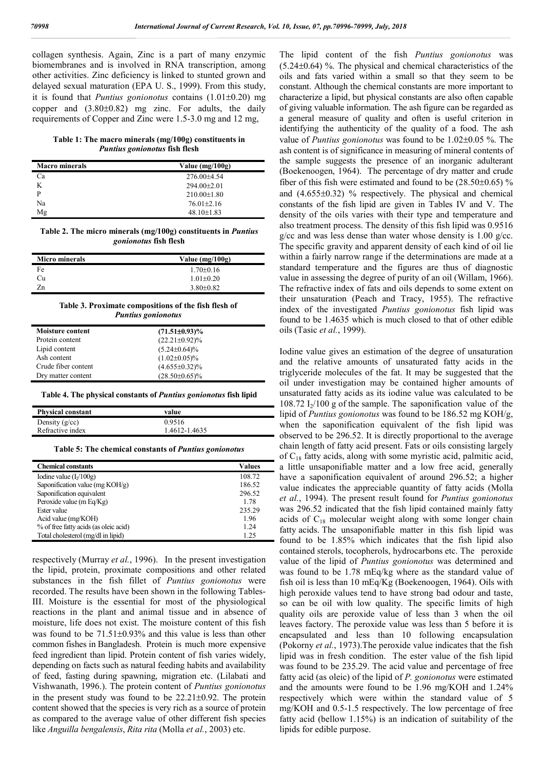collagen synthesis. Again, Zinc is a part of many enzymic biomembranes and is involved in RNA transcription, among other activities. Zinc deficiency is linked to stunted grown and delayed sexual maturation (EPA U. S., 1999). From this study, it is found that *Puntius gonionotus* contains (1.01±0.20) mg copper and (3.80±0.82) mg zinc. For adults, the daily requirements of Copper and Zinc were 1.5-3.0 mg and 12 mg, respectively (Murray *et al.*, 1996). In the present investigation the lipid, protein, proximate compositions and other related substances in the fish fillet of *Puntius gonionotus* were recorded. The results have been shown in the following Tables-III. Moisture is the essential for most of the physiological reactions in the plant and animal tissue and in absence of moisture, life does not exist. The moisture content of this fish was found to be 71.51±0.93% and this value is less than other common fishes in Bangladesh. Protein is much more expensive feed ingredient than lipid. Protein content of fish varies widely, depending on facts such as natural feeding habits and availability of feed, fasting during spawning, migration etc. (Lilabati and Vishwanath, 1996.). The protein content of *Puntius gonionotus* in the present study was found to be 22.21±0.92. The protein content showed that the species is very rich as a source of protein as compared to the average value of other different fish species like *Anguilla bengalensis*, *Rita rita* (Molla *et al.*, 2003) etc.

**Table 1: The macro minerals (mg/100g) constituents in *Puntius gonionotus* fish flesh**

| Macro minerals | Value (mg/100g) |
|---|---|
| Ca | 276.00±4.54 |
| K | 294.00±2.01 |
| P | 210.00±1.80 |
| Na | 76.01±2.16 |
| Mg | 48.10±1.83 |

**Table 2. The micro minerals (mg/100g) constituents in *Puntius gonionotus* fish flesh**

| Micro minerals | Value (mg/100g) |
|---|---|
| Fe | 1.70±0.16 |
| Cu | 1.01±0.20 |
| Zn | 3.80±0.82 |

**Table 3. Proximate compositions of the fish flesh of *Puntius gonionotus***

| Moisture content | (71.51±0.93)% |
|---|---|
| Protein content | (22.21±0.92)% |
| Lipid content | (5.24±0.64)% |
| Ash content | (1.02±0.05)% |
| Crude fiber content | (4.655±0.32)% |
| Dry matter content | (28.50±0.65)% |

**Table 4. The physical constants of *Puntius gonionotus* fish lipid**

| Physical constant | value |
|---|---|
| Density (g/cc) | 0.9516 |
| Refractive index | 1.4612-1.4635 |

**Table 5: The chemical constants of *Puntius gonionotus***

| Chemical constants | Values |
|---|---|
| Iodine value ($I_2$/100g) | 108.72 |
| Saponification value (mg KOH/g) | 186.52 |
| Saponification equivalent | 296.52 |
| Peroxide value (m Eq/Kg) | 1.78 |
| Ester value | 235.29 |
| Acid value (mg/KOH) | 1.96 |
| % of free fatty acids (as oleic acid) | 1.24 |
| Total cholesterol (mg/dl in lipid) | 1.25 |

The lipid content of the fish *Puntius gonionotus* was (5.24±0.64) %. The physical and chemical characteristics of the oils and fats varied within a small so that they seem to be constant. Although the chemical constants are more important to characterize a lipid, but physical constants are also often capable of giving valuable information. The ash figure can be regarded as a general measure of quality and often is useful criterion in identifying the authenticity of the quality of a food. The ash value of *Puntius gonionotus* was found to be 1.02±0.05 %. The ash content is of significance in measuring of mineral contents of the sample suggests the presence of an inorganic adulterant (Boekenoogen, 1964). The percentage of dry matter and crude fiber of this fish were estimated and found to be (28.50±0.65) % and (4.655±0.32) % respectively. The physical and chemical constants of the fish lipid are given in Tables IV and V. The density of the oils varies with their type and temperature and also treatment process. The density of this fish lipid was 0.9516 g/cc and was less dense than water whose density is 1.00 g/cc. The specific gravity and apparent density of each kind of oil lie within a fairly narrow range if the determinations are made at a standard temperature and the figures are thus of diagnostic value in assessing the degree of purity of an oil (Willam, 1966). The refractive index of fats and oils depends to some extent on their unsaturation (Peach and Tracy, 1955). The refractive index of the investigated *Puntius gonionotus* fish lipid was found to be 1.4635 which is much closed to that of other edible oils (Tasic *et al.*, 1999).

Iodine value gives an estimation of the degree of unsaturation and the relative amounts of unsaturated fatty acids in the triglyceride molecules of the fat. It may be suggested that the oil under investigation may be contained higher amounts of unsaturated fatty acids as its iodine value was calculated to be 108.72 $I_2$/100 g of the sample. The saponification value of the lipid of *Puntius gonionotus* was found to be 186.52 mg KOH/g, when the saponification equivalent of the fish lipid was observed to be 296.52. It is directly proportional to the average chain length of fatty acid present. Fats or oils consisting largely of $C_{18}$ fatty acids, along with some myristic acid, palmitic acid, a little unsaponifiable matter and a low free acid, generally have a saponification equivalent of around 296.52; a higher value indicates the appreciable quantity of fatty acids (Molla *et al.*, 1994). The present result found for *Puntius gonionotus* was 296.52 indicated that the fish lipid contained mainly fatty acids of $C_{18}$ molecular weight along with some longer chain fatty acids. The unsaponifiable matter in this fish lipid was found to be 1.85% which indicates that the fish lipid also contained sterols, tocopherols, hydrocarbons etc. The peroxide value of the lipid of *Puntius gonionotus* was determined and was found to be 1.78 mEq/kg where as the standard value of fish oil is less than 10 mEq/Kg (Boekenoogen, 1964). Oils with high peroxide values tend to have strong bad odour and taste, so can be oil with low quality. The specific limits of high quality oils are peroxide value of less than 3 when the oil leaves factory. The peroxide value was less than 5 before it is encapsulated and less than 10 following encapsulation (Pokorny *et al.*, 1973).The peroxide value indicates that the fish lipid was in fresh condition. The ester value of the fish lipid was found to be 235.29. The acid value and percentage of free fatty acid (as oleic) of the lipid of *P. gonionotus* were estimated and the amounts were found to be 1.96 mg/KOH and 1.24% respectively which were within the standard value of 5 mg/KOH and 0.5-1.5 respectively. The low percentage of free fatty acid (bellow 1.15%) is an indication of suitability of the lipids for edible purpose.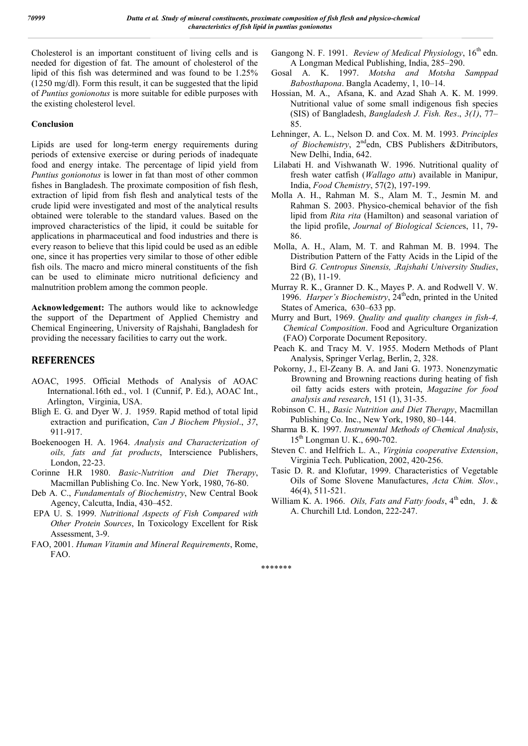Cholesterol is an important constituent of living cells and is needed for digestion of fat. The amount of cholesterol of the lipid of this fish was determined and was found to be 1.25% (1250 mg/dl). Form this result, it can be suggested that the lipid of *Puntius gonionotus* is more suitable for edible purposes with the existing cholesterol level.

**Conclusion**

Lipids are used for long-term energy requirements during periods of extensive exercise or during periods of inadequate food and energy intake. The percentage of lipid yield from *Puntius gonionotus* is lower in fat than most of other common fishes in Bangladesh. The proximate composition of fish flesh, extraction of lipid from fish flesh and analytical tests of the crude lipid were investigated and most of the analytical results obtained were tolerable to the standard values. Based on the improved characteristics of the lipid, it could be suitable for applications in pharmaceutical and food industries and there is every reason to believe that this lipid could be used as an edible one, since it has properties very similar to those of other edible fish oils. The macro and micro mineral constituents of the fish can be used to eliminate micro nutritional deficiency and malnutrition problem among the common people.

**Acknowledgement:** The authors would like to acknowledge the support of the Department of Applied Chemistry and Chemical Engineering, University of Rajshahi, Bangladesh for providing the necessary facilities to carry out the work.

## REFERENCES

AOAC, 1995. Official Methods of Analysis of AOAC International.16th ed., vol. 1 (Cunnif, P. Ed.), AOAC Int., Arlington, Virginia, USA.

Bligh E. G. and Dyer W. J. 1959. Rapid method of total lipid extraction and purification, *Can J Biochem Physiol*., *37*, 911-917.

Boekenoogen H. A. 1964. *Analysis and Characterization of oils, fats and fat products*, Interscience Publishers, London, 22-23.

Corinne H.R 1980. *Basic-Nutrition and Diet Therapy*, Macmillan Publishing Co. Inc. New York, 1980, 76-80.

Deb A. C., *Fundamentals of Biochemistry*, New Central Book Agency, Calcutta, India, 430–452.

EPA U. S. 1999. *Nutritional Aspects of Fish Compared with Other Protein Sources*, In Toxicology Excellent for Risk Assessment, 3-9.

FAO, 2001. *Human Vitamin and Mineral Requirements*, Rome, FAO.

Gangong N. F. 1991. *Review of Medical Physiology*, 16th edn. A Longman Medical Publishing, India, 285–290.

Gosal A. K. 1997. *Motsha and Motsha Samppad Babosthapona*. Bangla Academy, 1, 10–14.

Hossian, M. A., Afsana, K. and Azad Shah A. K. M. 1999. Nutritional value of some small indigenous fish species (SIS) of Bangladesh, *Bangladesh J. Fish. Res*., *3(1)*, 77–85.

Lehninger, A. L., Nelson D. and Cox. M. M. 1993. *Principles of Biochemistry*, 2ndedn, CBS Publishers &Ditributors, New Delhi, India, 642.

Lilabati H. and Vishwanath W. 1996. Nutritional quality of fresh water catfish (*Wallago attu*) available in Manipur, India, *Food Chemistry*, 57(2), 197-199.

Molla A. H., Rahman M. S., Alam M. T., Jesmin M. and Rahman S. 2003. Physico-chemical behavior of the fish lipid from *Rita rita* (Hamilton) and seasonal variation of the lipid profile, *Journal of Biological Science*s, 11, 79-86.

Molla, A. H., Alam, M. T. and Rahman M. B. 1994. The Distribution Pattern of the Fatty Acids in the Lipid of the Bird *G. Centropus Sinensis, .Rajshahi University Studies*, 22 (B), 11-19.

Murray R. K., Granner D. K., Mayes P. A. and Rodwell V. W. 1996. *Harper's Biochemistry*, 24thedn, printed in the United States of America, 630–633 pp.

Murry and Burt, 1969. *Quality and quality changes in fish-4, Chemical Composition*. Food and Agriculture Organization (FAO) Corporate Document Repository.

Peach K. and Tracy M. V. 1955. Modern Methods of Plant Analysis, Springer Verlag, Berlin, 2, 328.

Pokorny, J., El-Zeany B. A. and Jani G. 1973. Nonenzymatic Browning and Browning reactions during heating of fish oil fatty acids esters with protein, *Magazine for food analysis and research*, 151 (1), 31-35.

Robinson C. H., *Basic Nutrition and Diet Therapy*, Macmillan Publishing Co. Inc., New York, 1980, 80–144.

Sharma B. K. 1997. *Instrumental Methods of Chemical Analysis*, 15th Longman U. K., 690-702.

Steven C. and Helfrich L. A., *Virginia cooperative Extension*, Virginia Tech. Publication, 2002, 420-256.

Tasic D. R. and Klofutar, 1999. Characteristics of Vegetable Oils of Some Slovene Manufactures, *Acta Chim. Slov.*, 46(4), 511-521.

William K. A. 1966. *Oils, Fats and Fatty foods*, 4th edn, J. & A. Churchill Ltd. London, 222-247.

*******